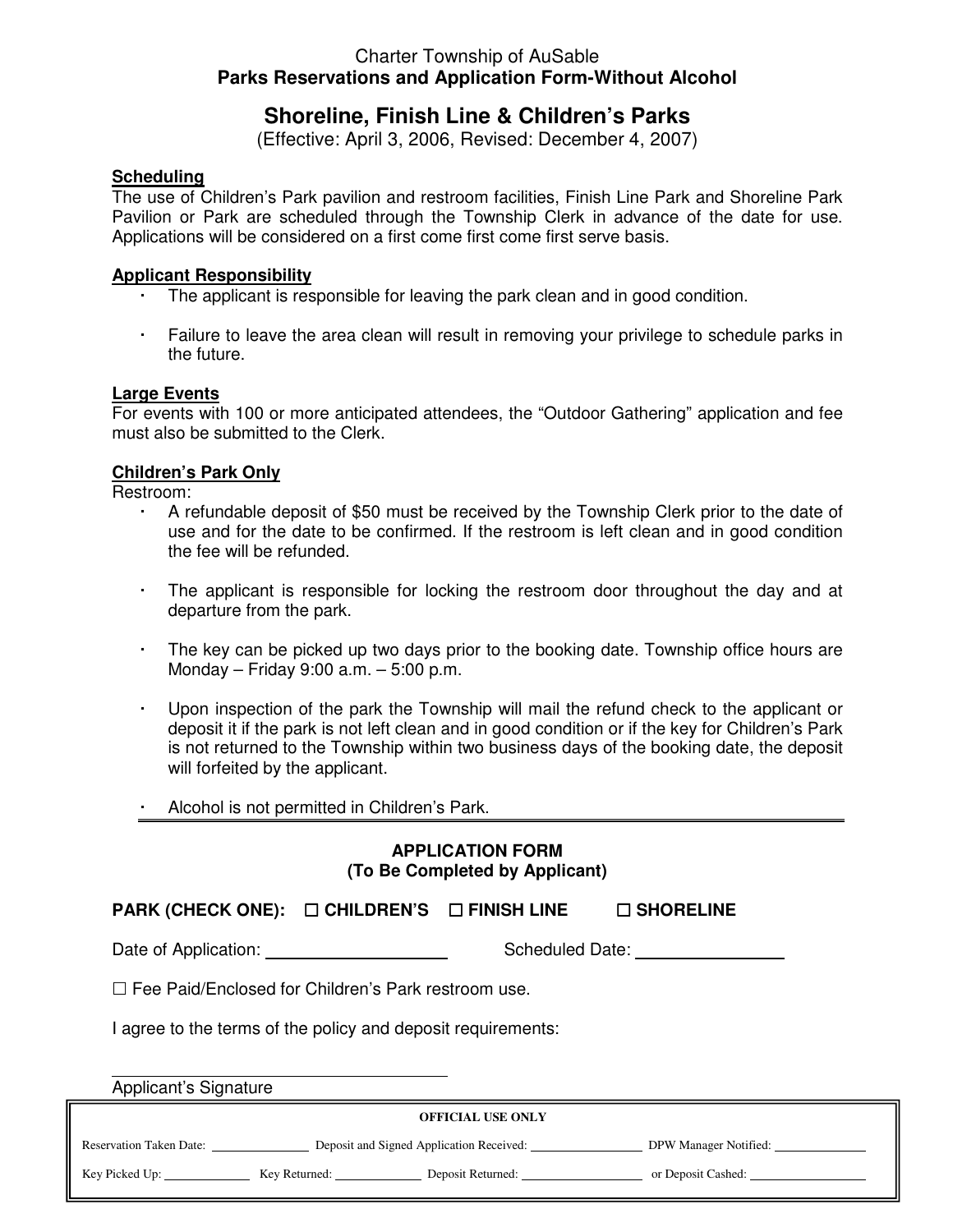Charter Township of AuSable

**Parks Reservations and Application Form-Without Alcohol**

# Shoreline, Finish Line & Children's Parks

(Effective: April 3, 2006, Revised: December 4, 2007)

**Scheduling**

The use of Children's Park pavilion and restroom facilities, Finish Line Park and Shoreline Park Pavilion or Park are scheduled through the Township Clerk in advance of the date for use. Applications will be considered on a first come first come first serve basis.

**Applicant Responsibility**

- The applicant is responsible for leaving the park clean and in good condition.
- Failure to leave the area clean will result in removing your privilege to schedule parks in the future.

**Large Events**

For events with 100 or more anticipated attendees, the "Outdoor Gathering" application and fee must also be submitted to the Clerk.

**Children's Park Only**

Restroom:

- A refundable deposit of $50 must be received by the Township Clerk prior to the date of use and for the date to be confirmed. If the restroom is left clean and in good condition the fee will be refunded.
- The applicant is responsible for locking the restroom door throughout the day and at departure from the park.
- The key can be picked up two days prior to the booking date. Township office hours are Monday – Friday 9:00 a.m. – 5:00 p.m.
- Upon inspection of the park the Township will mail the refund check to the applicant or deposit it if the park is not left clean and in good condition or if the key for Children's Park is not returned to the Township within two business days of the booking date, the deposit will forfeited by the applicant.
- Alcohol is not permitted in Children's Park.

---

**APPLICATION FORM**
**(To Be Completed by Applicant)**

**PARK (CHECK ONE):** ☐ **CHILDREN'S** ☐ **FINISH LINE** ☐ **SHORELINE**

Date of Application: ____________________ Scheduled Date: ________________

☐ Fee Paid/Enclosed for Children's Park restroom use.

I agree to the terms of the policy and deposit requirements:

______________________________
Applicant's Signature

**OFFICIAL USE ONLY**

Reservation Taken Date: ______________ Deposit and Signed Application Received: ________________ DPW Manager Notified: ______________

Key Picked Up: ____________ Key Returned: ____________ Deposit Returned: ________________ or Deposit Cashed: ________________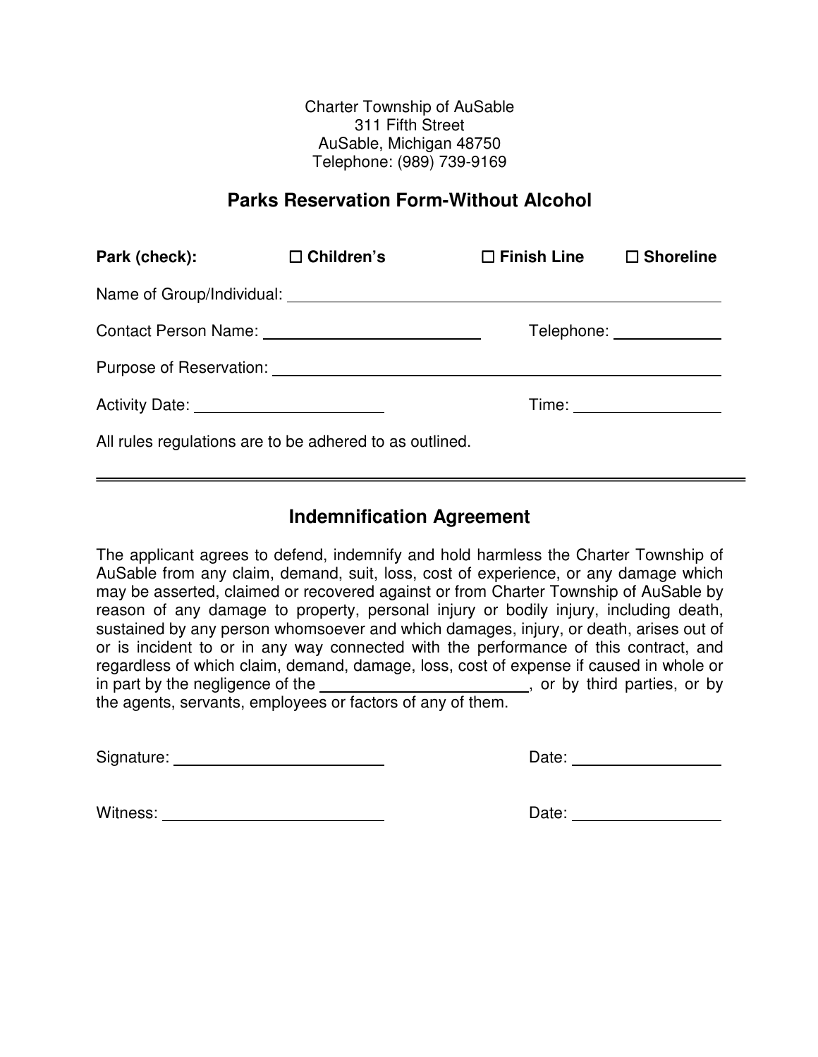Charter Township of AuSable
311 Fifth Street
AuSable, Michigan 48750
Telephone: (989) 739-9169

## Parks Reservation Form-Without Alcohol

**Park (check):** ☐ **Children's** ☐ **Finish Line** ☐ **Shoreline**

Name of Group/Individual: ______________________________

Contact Person Name: ______________________ Telephone: __________

Purpose of Reservation: ______________________________

Activity Date: __________________ Time: ______________

All rules regulations are to be adhered to as outlined.

---

## Indemnification Agreement

The applicant agrees to defend, indemnify and hold harmless the Charter Township of AuSable from any claim, demand, suit, loss, cost of experience, or any damage which may be asserted, claimed or recovered against or from Charter Township of AuSable by reason of any damage to property, personal injury or bodily injury, including death, sustained by any person whomsoever and which damages, injury, or death, arises out of or is incident to or in any way connected with the performance of this contract, and regardless of which claim, demand, damage, loss, cost of expense if caused in whole or in part by the negligence of the ____________________, or by third parties, or by the agents, servants, employees or factors of any of them.

Signature: ____________________ Date: ______________

Witness: ____________________ Date: ______________